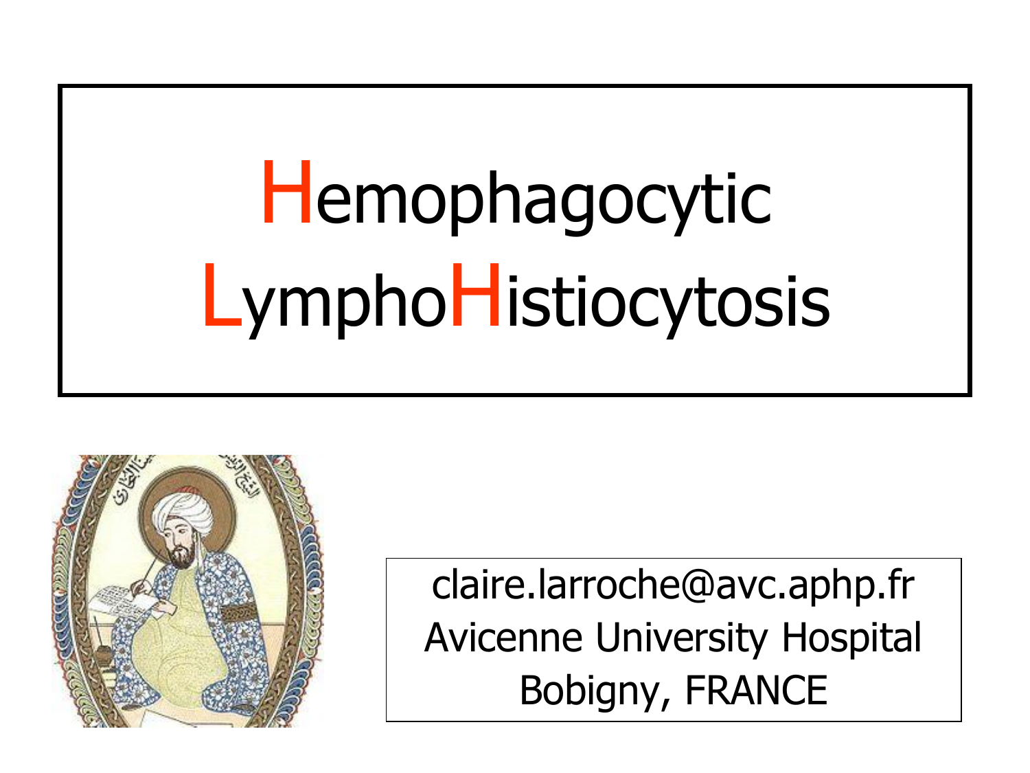# Hemophagocytic LymphoHistiocytosis

claire.larroche@avc.aphp.fr
Avicenne University Hospital
Bobigny, FRANCE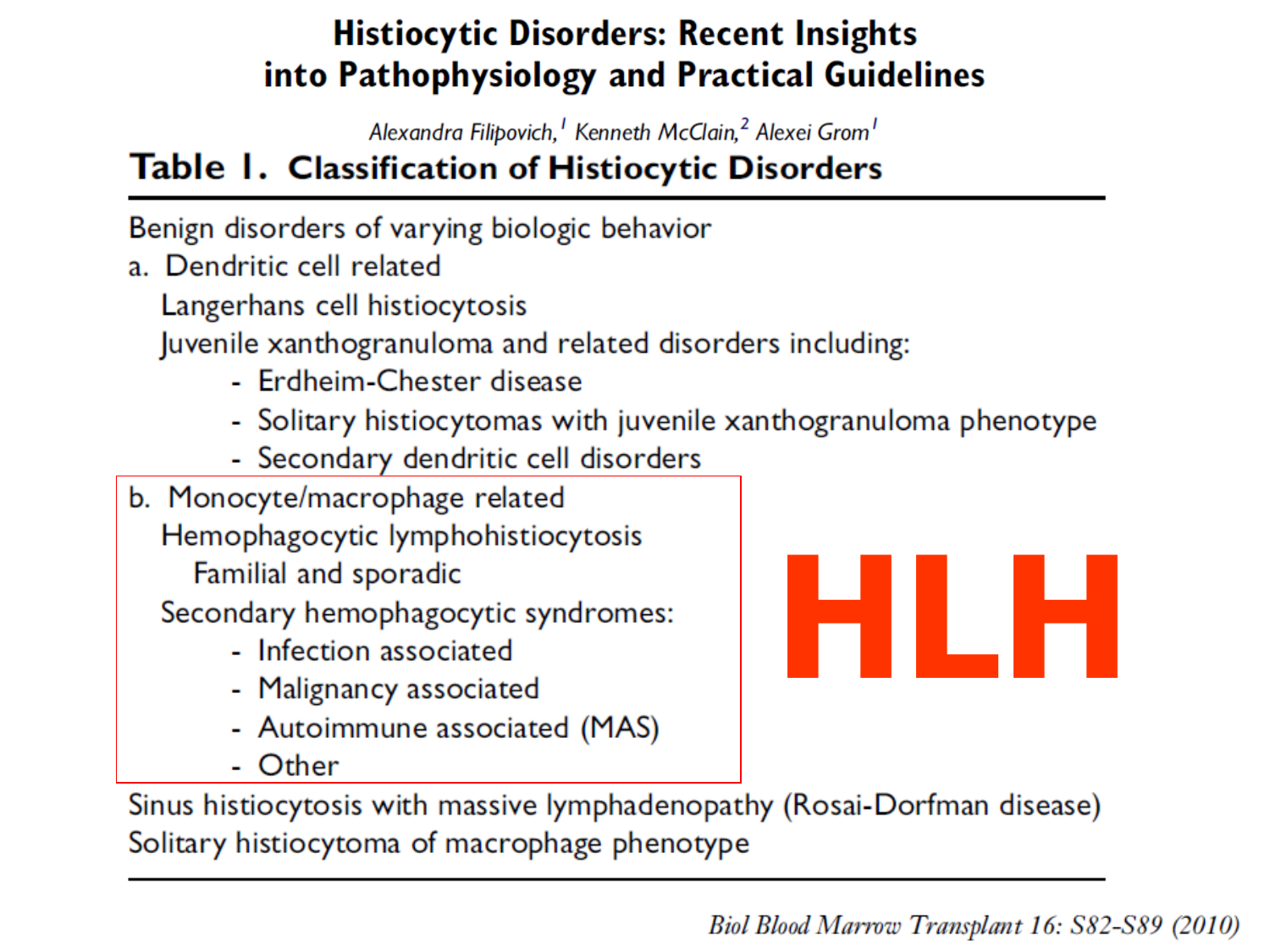# Histiocytic Disorders: Recent Insights into Pathophysiology and Practical Guidelines

*Alexandra Filipovich,[1] Kenneth McClain,[2] Alexei Grom[1]*

## Table 1. Classification of Histiocytic Disorders

Benign disorders of varying biologic behavior

a. Dendritic cell related
   - Langerhans cell histiocytosis
   - Juvenile xanthogranuloma and related disorders including:
     - Erdheim-Chester disease
     - Solitary histiocytomas with juvenile xanthogranuloma phenotype
     - Secondary dendritic cell disorders

b. Monocyte/macrophage related
   - Hemophagocytic lymphohistiocytosis
     - Familial and sporadic
   - Secondary hemophagocytic syndromes:
     - Infection associated
     - Malignancy associated
     - Autoimmune associated (MAS)
     - Other
   - Sinus histiocytosis with massive lymphadenopathy (Rosai-Dorfman disease)
   - Solitary histiocytoma of macrophage phenotype

**HLH**

*Biol Blood Marrow Transplant 16: S82-S89 (2010)*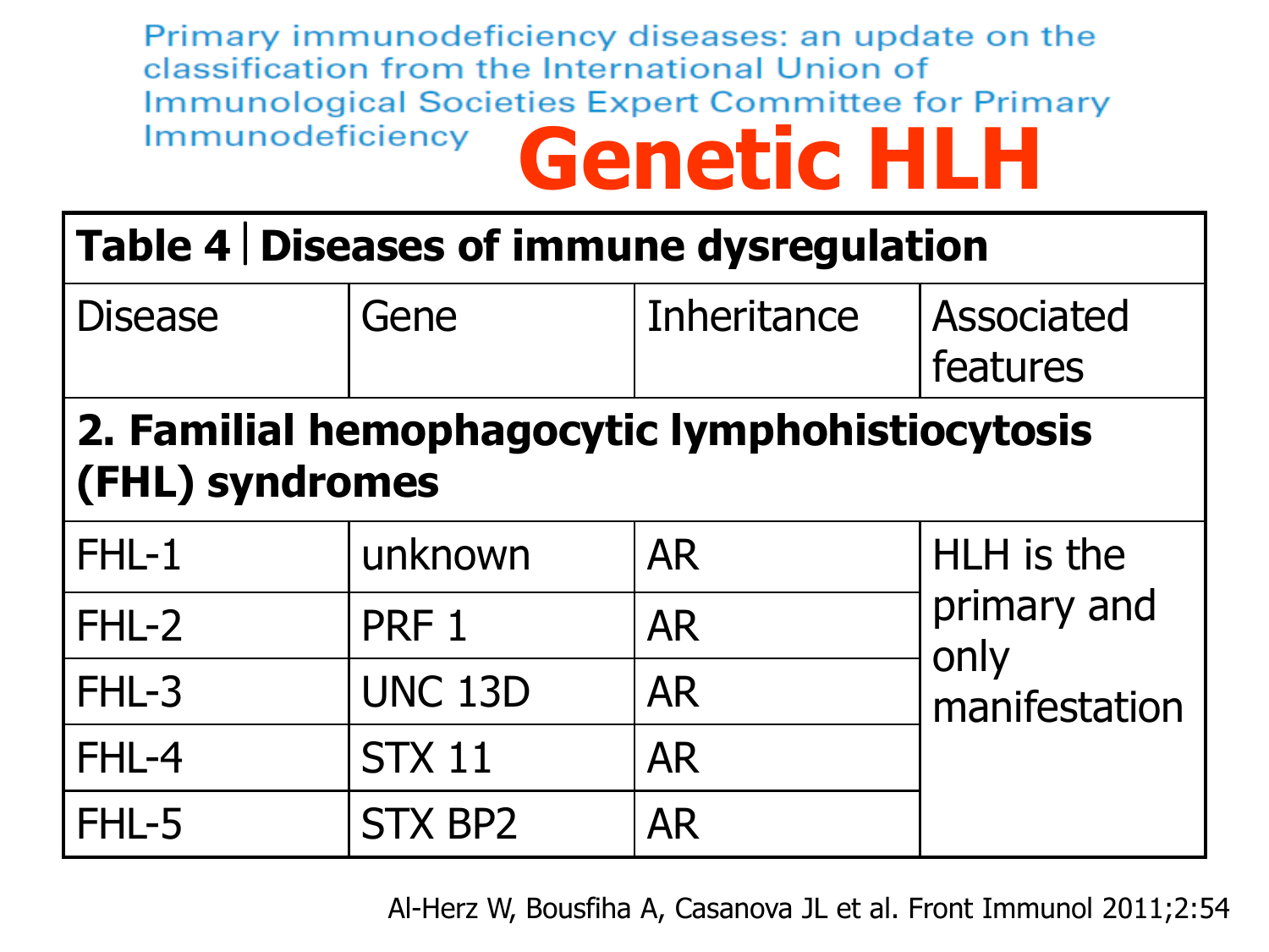Primary immunodeficiency diseases: an update on the classification from the International Union of Immunological Societies Expert Committee for Primary Immunodeficiency

# Genetic HLH

| **Table 4 \| Diseases of immune dysregulation** | | | |
|---|---|---|---|
| Disease | Gene | Inheritance | Associated features |
| **2. Familial hemophagocytic lymphohistiocytosis (FHL) syndromes** | | | |
| FHL-1 | unknown | AR | HLH is the primary and only manifestation |
| FHL-2 | PRF 1 | AR | |
| FHL-3 | UNC 13D | AR | |
| FHL-4 | STX 11 | AR | |
| FHL-5 | STX BP2 | AR | |

Al-Herz W, Bousfiha A, Casanova JL et al. Front Immunol 2011;2:54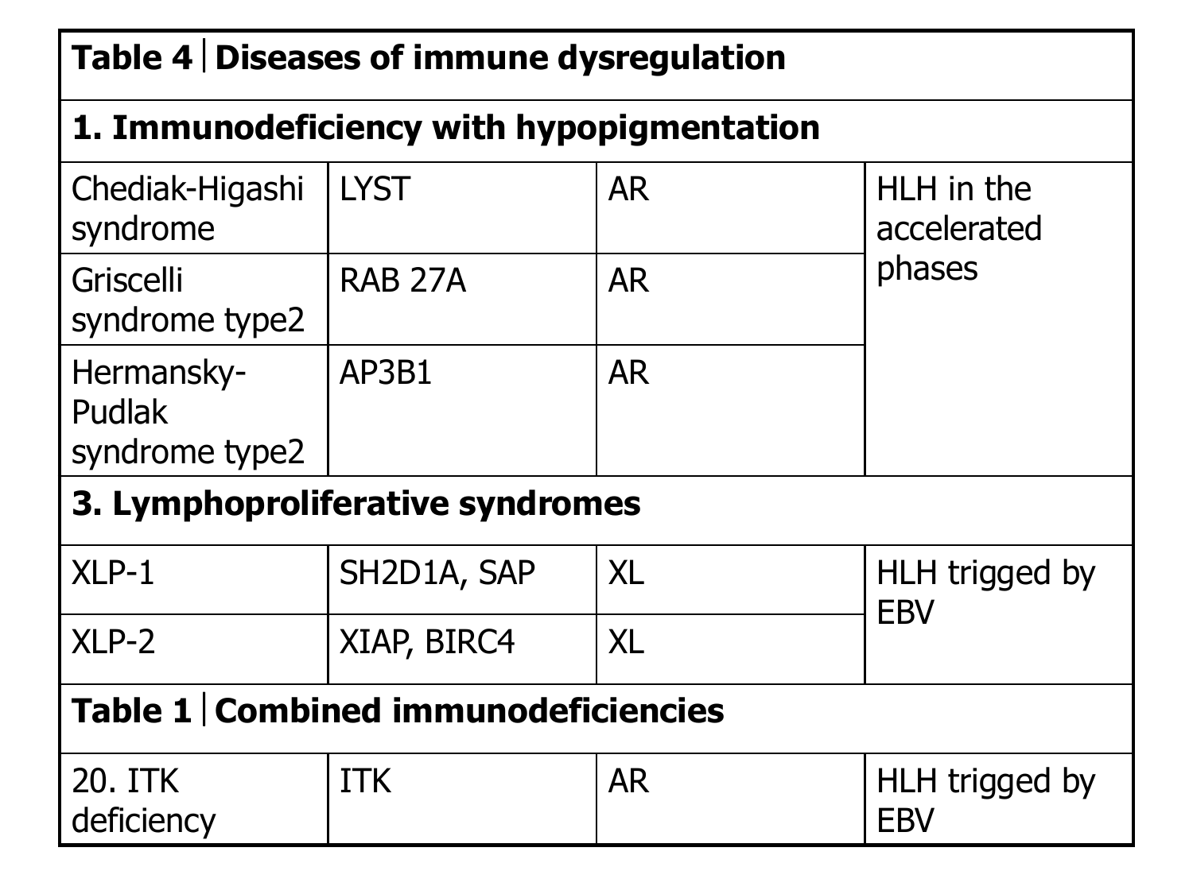| Table 4 │Diseases of immune dysregulation | | | |
|---|---|---|---|
| **1. Immunodeficiency with hypopigmentation** | | | |
| Chediak-Higashi syndrome | LYST | AR | HLH in the accelerated phases |
| Griscelli syndrome type2 | RAB 27A | AR | |
| Hermansky-Pudlak syndrome type2 | AP3B1 | AR | |
| **3. Lymphoproliferative syndromes** | | | |
| XLP-1 | SH2D1A, SAP | XL | HLH trigged by EBV |
| XLP-2 | XIAP, BIRC4 | XL | |
| **Table 1 │Combined immunodeficiencies** | | | |
| 20. ITK deficiency | ITK | AR | HLH trigged by EBV |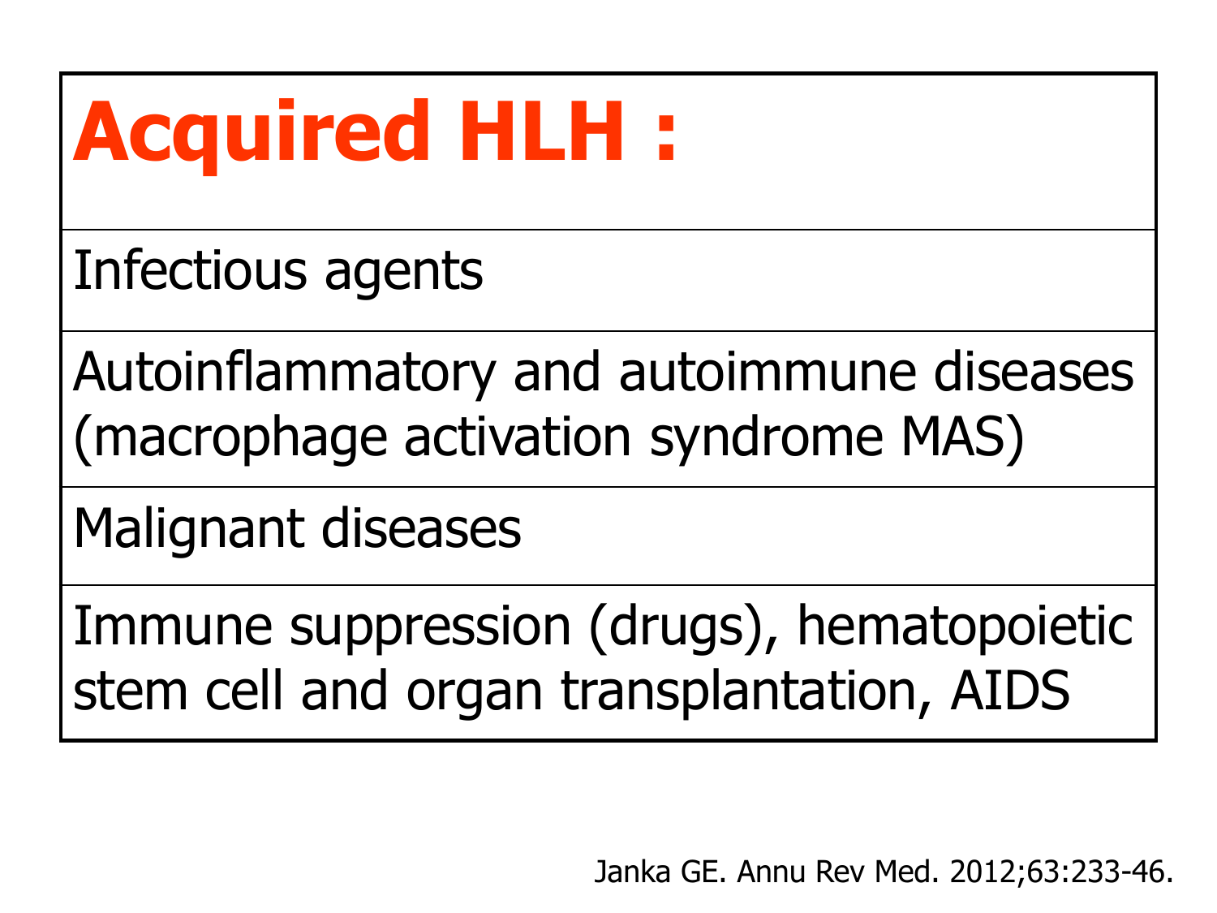| Acquired HLH : |
|---|
| Infectious agents |
| Autoinflammatory and autoimmune diseases (macrophage activation syndrome MAS) |
| Malignant diseases |
| Immune suppression (drugs), hematopoietic stem cell and organ transplantation, AIDS |

Janka GE. Annu Rev Med. 2012;63:233-46.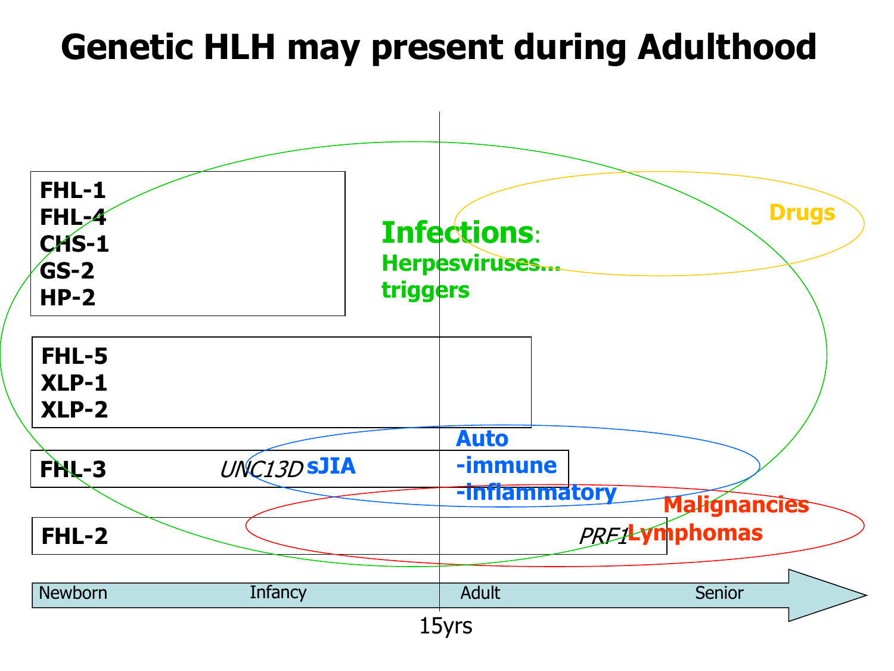# Genetic HLH may present during Adulthood

**FHL-1**
**FHL-4**
**CHS-1**
**GS-2**
**HP-2**

**FHL-5**
**XLP-1**
**XLP-2**

**FHL-3** *UNC13D* **sJIA**

**FHL-2** *PRF1*

**Infections**: **Herpesviruses… triggers**

**Drugs**

**Auto -immune -inflammatory**

**Malignancies Lymphomas**

Newborn — Infancy — Adult — Senior

15yrs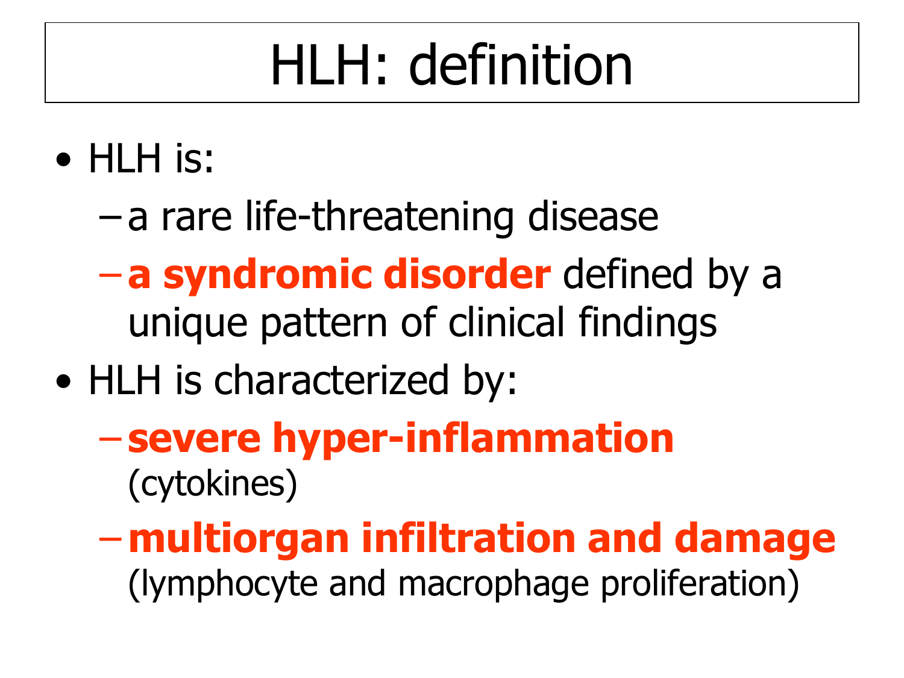# HLH: definition

- HLH is:
  - a rare life-threatening disease
  - **a syndromic disorder** defined by a unique pattern of clinical findings
- HLH is characterized by:
  - **severe hyper-inflammation** (cytokines)
  - **multiorgan infiltration and damage** (lymphocyte and macrophage proliferation)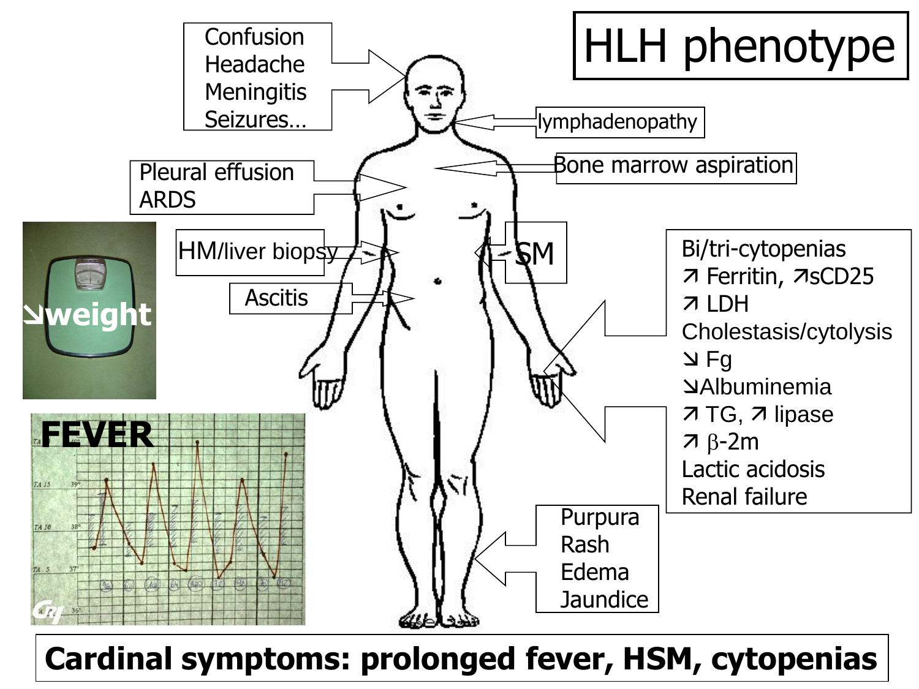# HLH phenotype

- Confusion
- Headache
- Meningitis
- Seizures…

lymphadenopathy

Pleural effusion
ARDS

Bone marrow aspiration

HM/liver biopsy

SM

Ascitis

↘weight

FEVER

- Bi/tri-cytopenias
- ↗ Ferritin, ↗sCD25
- ↗ LDH
- Cholestasis/cytolysis
- ↘ Fg
- ↘Albuminemia
- ↗ TG, ↗ lipase
- ↗ β-2m
- Lactic acidosis
- Renal failure

- Purpura
- Rash
- Edema
- Jaundice

**Cardinal symptoms: prolonged fever, HSM, cytopenias**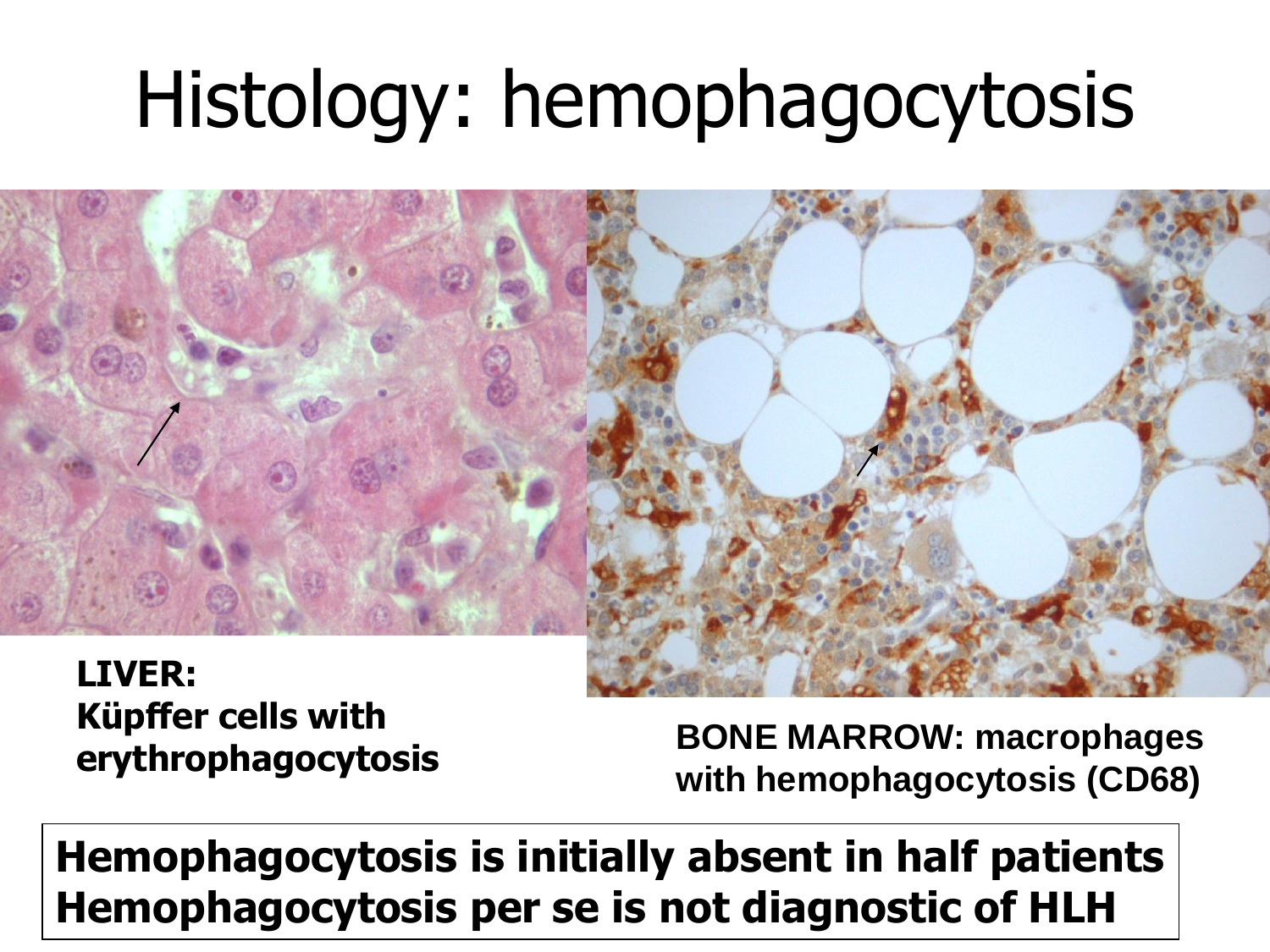# Histology: hemophagocytosis

**LIVER: Küpffer cells with erythrophagocytosis**

**BONE MARROW: macrophages with hemophagocytosis (CD68)**

**Hemophagocytosis is initially absent in half patients**
**Hemophagocytosis per se is not diagnostic of HLH**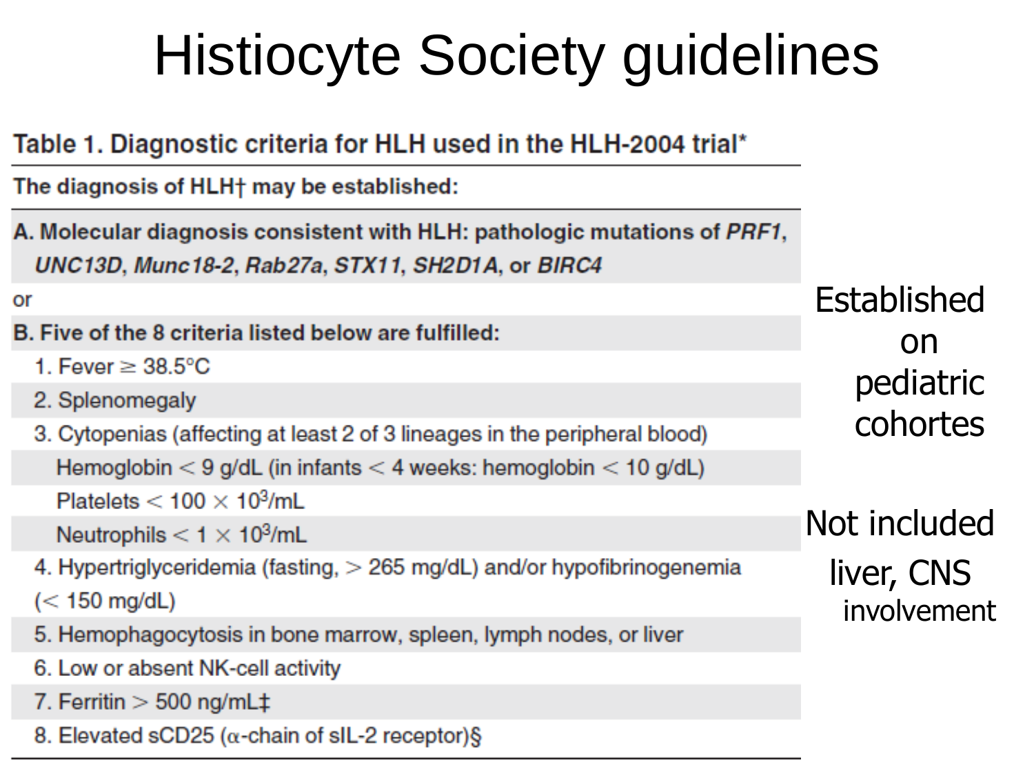# Histiocyte Society guidelines

**Table 1. Diagnostic criteria for HLH used in the HLH-2004 trial***

**The diagnosis of HLH† may be established:**

**A. Molecular diagnosis consistent with HLH: pathologic mutations of *PRF1*, *UNC13D*, *Munc18-2*, *Rab27a*, *STX11*, *SH2D1A*, or *BIRC4***

or

**B. Five of the 8 criteria listed below are fulfilled:**

1. Fever ≥ 38.5°C
2. Splenomegaly
3. Cytopenias (affecting at least 2 of 3 lineages in the peripheral blood)
   - Hemoglobin < 9 g/dL (in infants < 4 weeks: hemoglobin < 10 g/dL)
   - Platelets < $100 \times 10^3$/mL
   - Neutrophils < $1 \times 10^3$/mL
4. Hypertriglyceridemia (fasting, > 265 mg/dL) and/or hypofibrinogenemia (< 150 mg/dL)
5. Hemophagocytosis in bone marrow, spleen, lymph nodes, or liver
6. Low or absent NK-cell activity
7. Ferritin > 500 ng/mL‡
8. Elevated sCD25 (α-chain of sIL-2 receptor)§

Established on pediatric cohortes

Not included liver, CNS involvement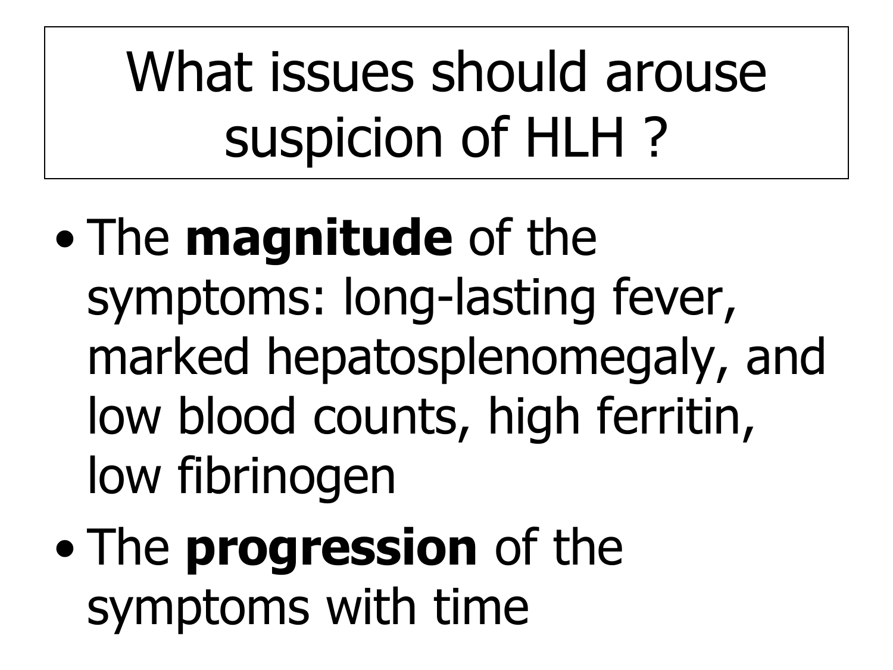# What issues should arouse suspicion of HLH ?

- The **magnitude** of the symptoms: long-lasting fever, marked hepatosplenomegaly, and low blood counts, high ferritin, low fibrinogen
- The **progression** of the symptoms with time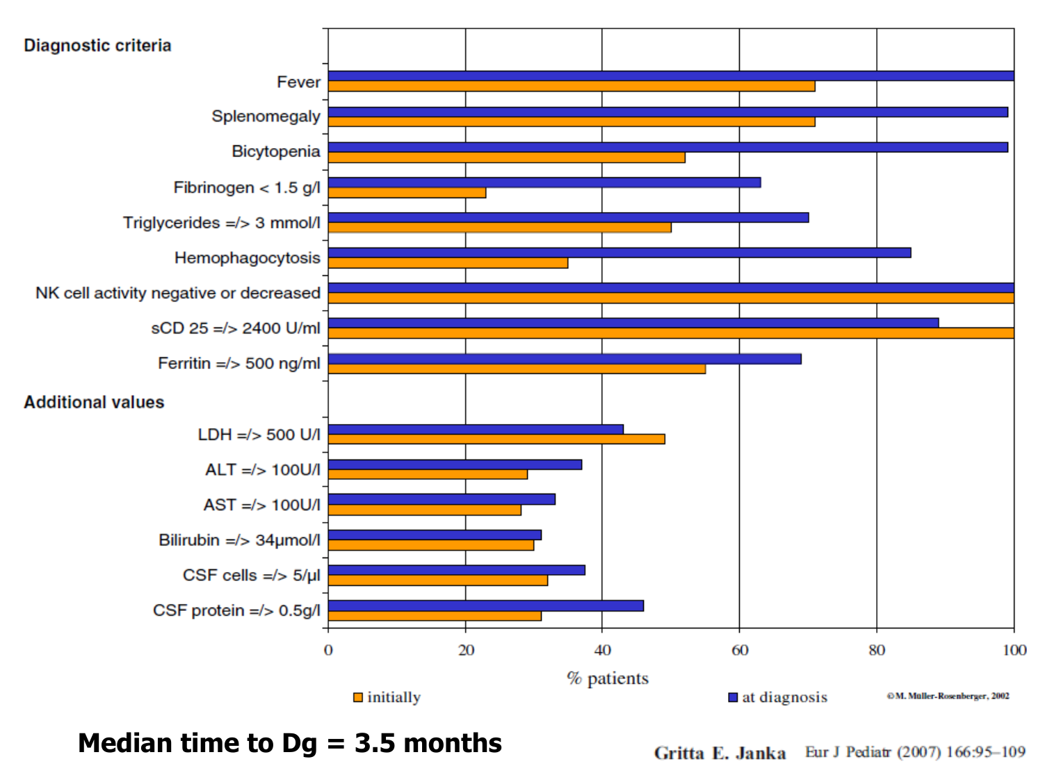**Diagnostic criteria**

- Fever
- Splenomegaly
- Bicytopenia
- Fibrinogen < 1.5 g/l
- Triglycerides =/> 3 mmol/l
- Hemophagocytosis
- NK cell activity negative or decreased
- sCD 25 =/> 2400 U/ml
- Ferritin =/> 500 ng/ml

**Additional values**

- LDH =/> 500 U/l
- ALT =/> 100U/l
- AST =/> 100U/l
- Bilirubin =/> 34µmol/l
- CSF cells =/> 5/µl
- CSF protein =/> 0.5g/l

% patients (0, 20, 40, 60, 80, 100)

initially / at diagnosis

©M. Müller-Rosenberger, 2002

**Median time to Dg = 3.5 months**

Gritta E. Janka Eur J Pediatr (2007) 166:95–109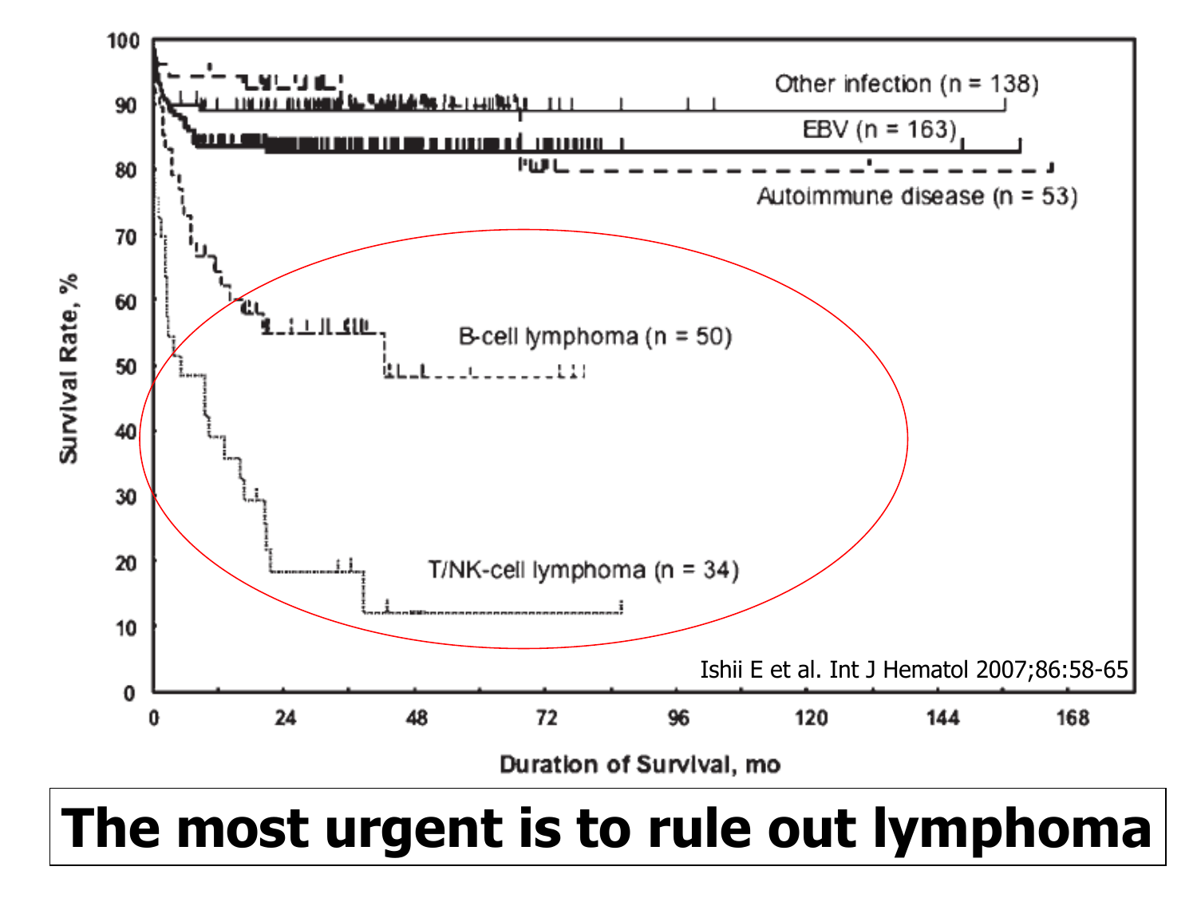Survival Rate, %

| | |
|---|---|
| Other infection (n = 138) | |
| EBV (n = 163) | |
| Autoimmune disease (n = 53) | |
| B-cell lymphoma (n = 50) | |
| T/NK-cell lymphoma (n = 34) | |

Duration of Survival, mo

Ishii E et al. Int J Hematol 2007;86:58-65

**The most urgent is to rule out lymphoma**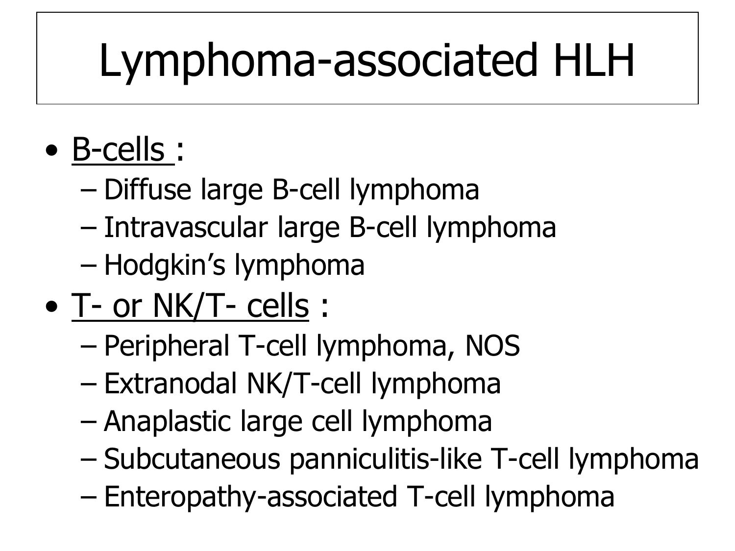# Lymphoma-associated HLH

- <u>B-cells</u> :
  - Diffuse large B-cell lymphoma
  - Intravascular large B-cell lymphoma
  - Hodgkin's lymphoma
- <u>T- or NK/T- cells</u> :
  - Peripheral T-cell lymphoma, NOS
  - Extranodal NK/T-cell lymphoma
  - Anaplastic large cell lymphoma
  - Subcutaneous panniculitis-like T-cell lymphoma
  - Enteropathy-associated T-cell lymphoma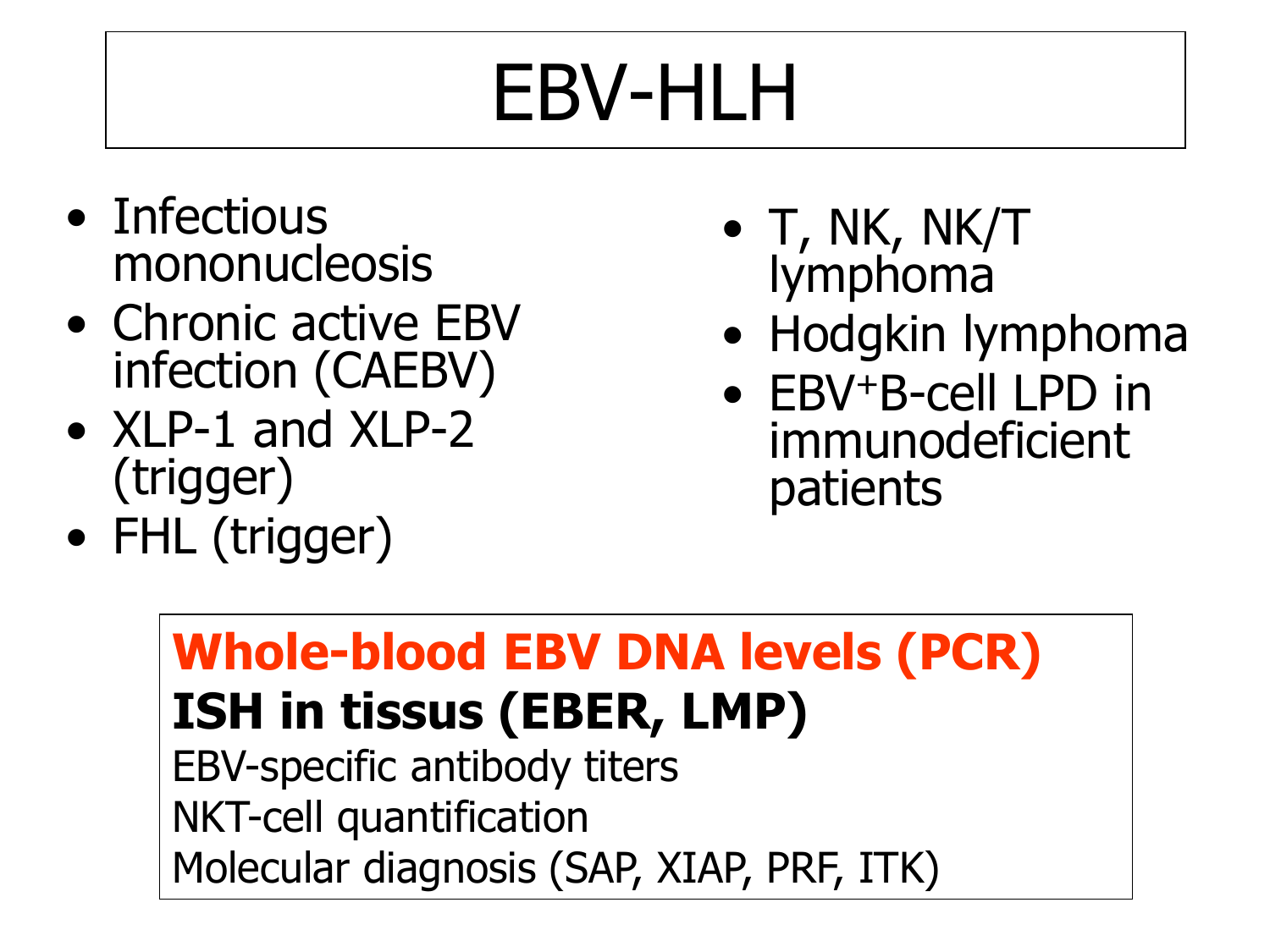# EBV-HLH

- Infectious mononucleosis
- Chronic active EBV infection (CAEBV)
- XLP-1 and XLP-2 (trigger)
- FHL (trigger)
- T, NK, NK/T lymphoma
- Hodgkin lymphoma
- $EBV^{+}$B-cell LPD in immunodeficient patients

**Whole-blood EBV DNA levels (PCR)**
**ISH in tissus (EBER, LMP)**
EBV-specific antibody titers
NKT-cell quantification
Molecular diagnosis (SAP, XIAP, PRF, ITK)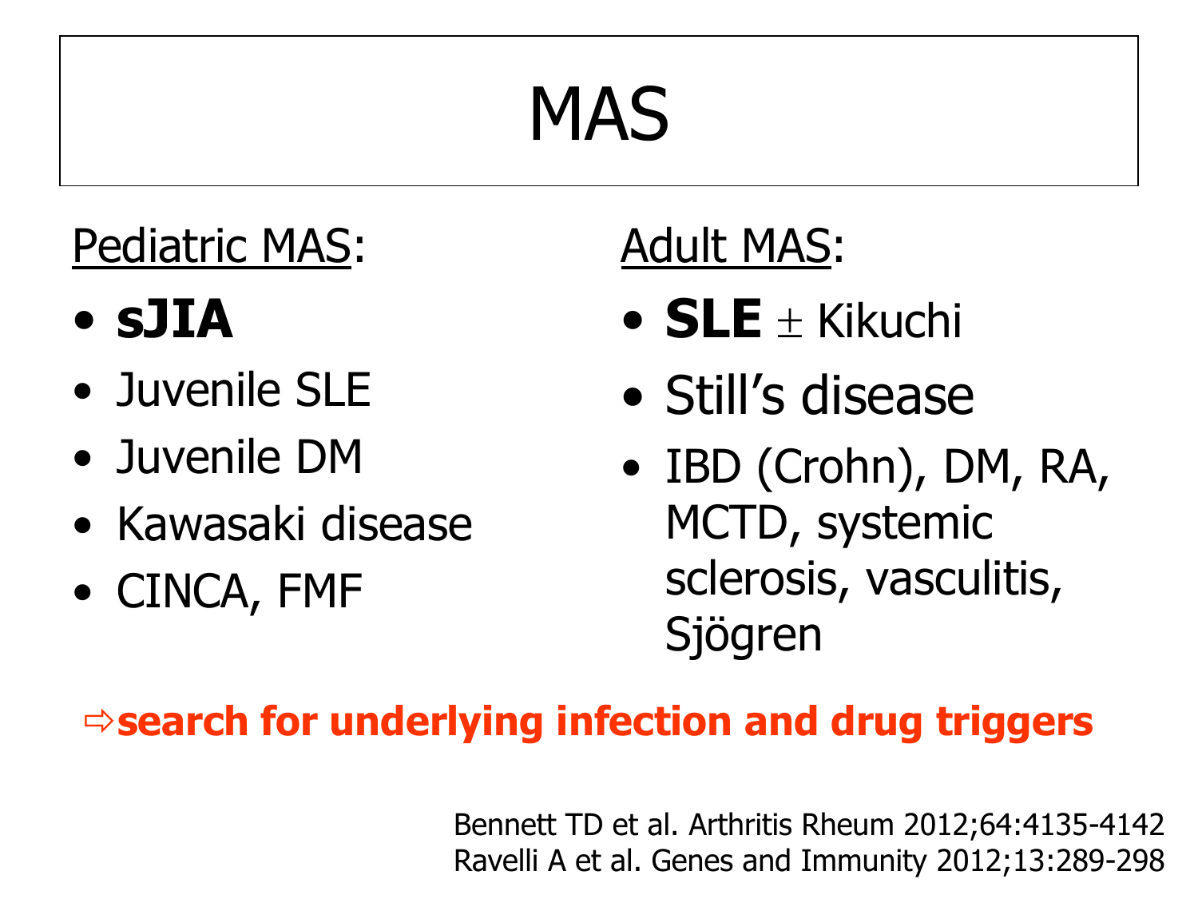# MAS

Pediatric MAS:

- **sJIA**
- Juvenile SLE
- Juvenile DM
- Kawasaki disease
- CINCA, FMF

Adult MAS:

- **SLE** ± Kikuchi
- Still's disease
- IBD (Crohn), DM, RA, MCTD, systemic sclerosis, vasculitis, Sjögren

⇨**search for underlying infection and drug triggers**

Bennett TD et al. Arthritis Rheum 2012;64:4135-4142
Ravelli A et al. Genes and Immunity 2012;13:289-298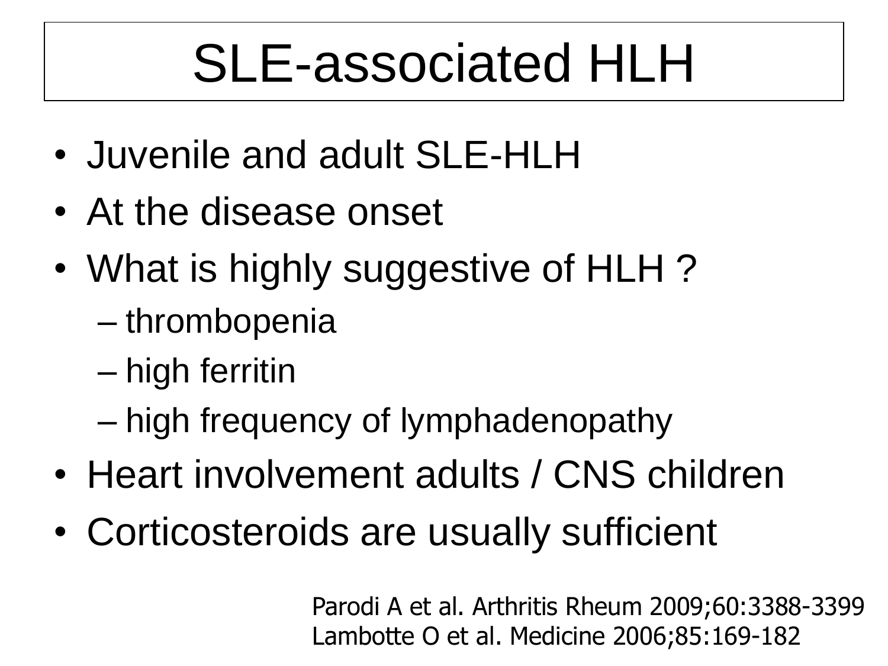# SLE-associated HLH

- Juvenile and adult SLE-HLH
- At the disease onset
- What is highly suggestive of HLH ?
  - thrombopenia
  - high ferritin
  - high frequency of lymphadenopathy
- Heart involvement adults / CNS children
- Corticosteroids are usually sufficient

Parodi A et al. Arthritis Rheum 2009;60:3388-3399
Lambotte O et al. Medicine 2006;85:169-182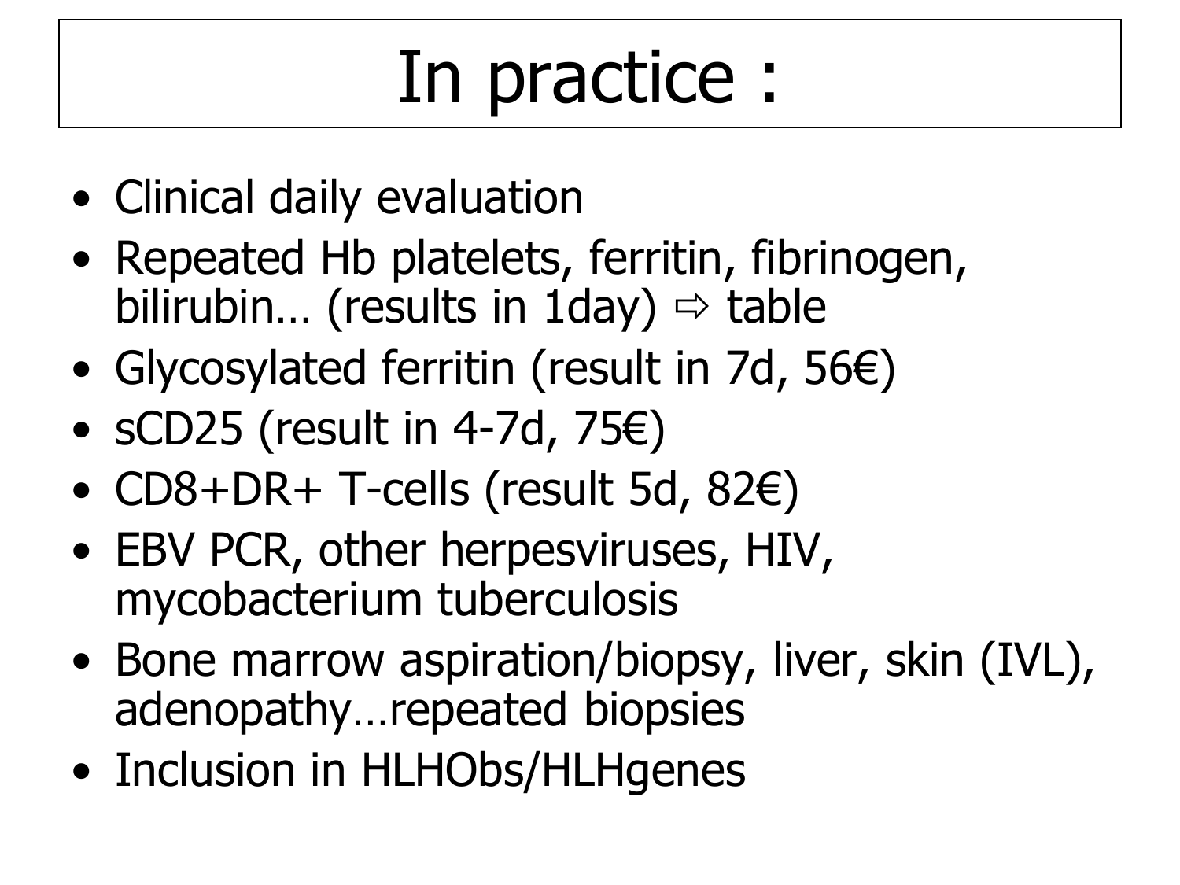# In practice :

- Clinical daily evaluation
- Repeated Hb platelets, ferritin, fibrinogen, bilirubin… (results in 1day) ⇨ table
- Glycosylated ferritin (result in 7d, 56€)
- sCD25 (result in 4-7d, 75€)
- CD8+DR+ T-cells (result 5d, 82€)
- EBV PCR, other herpesviruses, HIV, mycobacterium tuberculosis
- Bone marrow aspiration/biopsy, liver, skin (IVL), adenopathy…repeated biopsies
- Inclusion in HLHObs/HLHgenes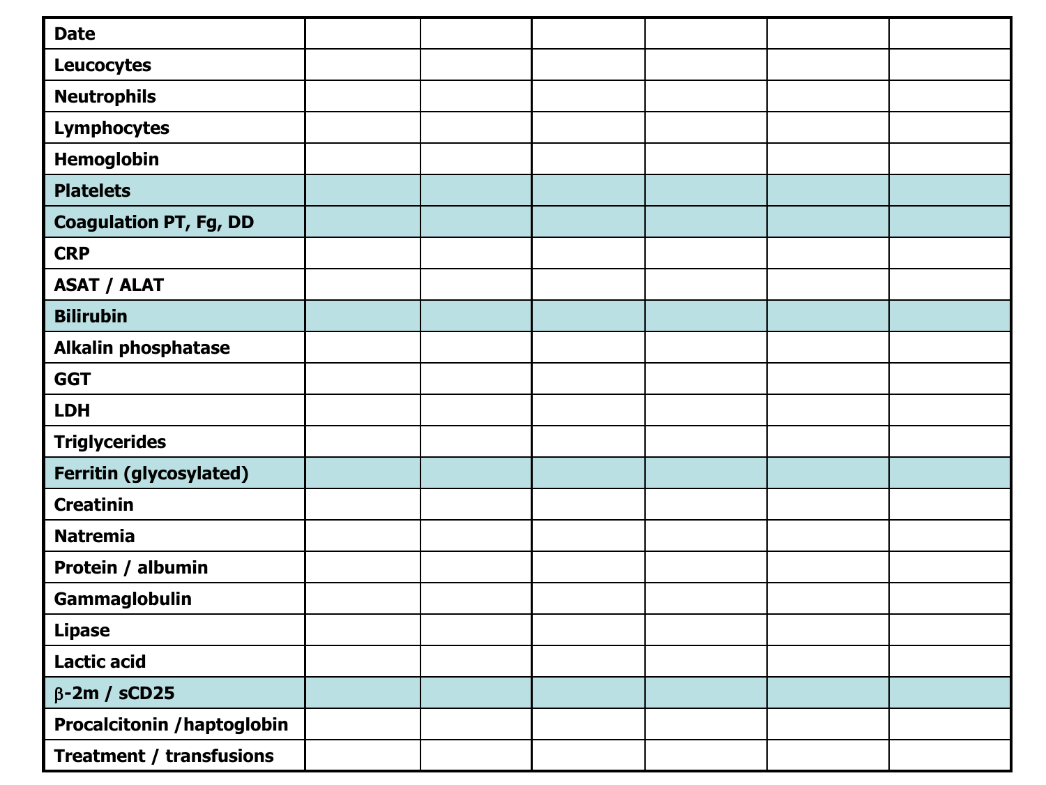| Date | | | | | | |
|---|---|---|---|---|---|---|
| Leucocytes | | | | | | |
| Neutrophils | | | | | | |
| Lymphocytes | | | | | | |
| Hemoglobin | | | | | | |
| Platelets | | | | | | |
| Coagulation PT, Fg, DD | | | | | | |
| CRP | | | | | | |
| ASAT / ALAT | | | | | | |
| Bilirubin | | | | | | |
| Alkalin phosphatase | | | | | | |
| GGT | | | | | | |
| LDH | | | | | | |
| Triglycerides | | | | | | |
| Ferritin (glycosylated) | | | | | | |
| Creatinin | | | | | | |
| Natremia | | | | | | |
| Protein / albumin | | | | | | |
| Gammaglobulin | | | | | | |
| Lipase | | | | | | |
| Lactic acid | | | | | | |
| β-2m / sCD25 | | | | | | |
| Procalcitonin /haptoglobin | | | | | | |
| Treatment / transfusions | | | | | | |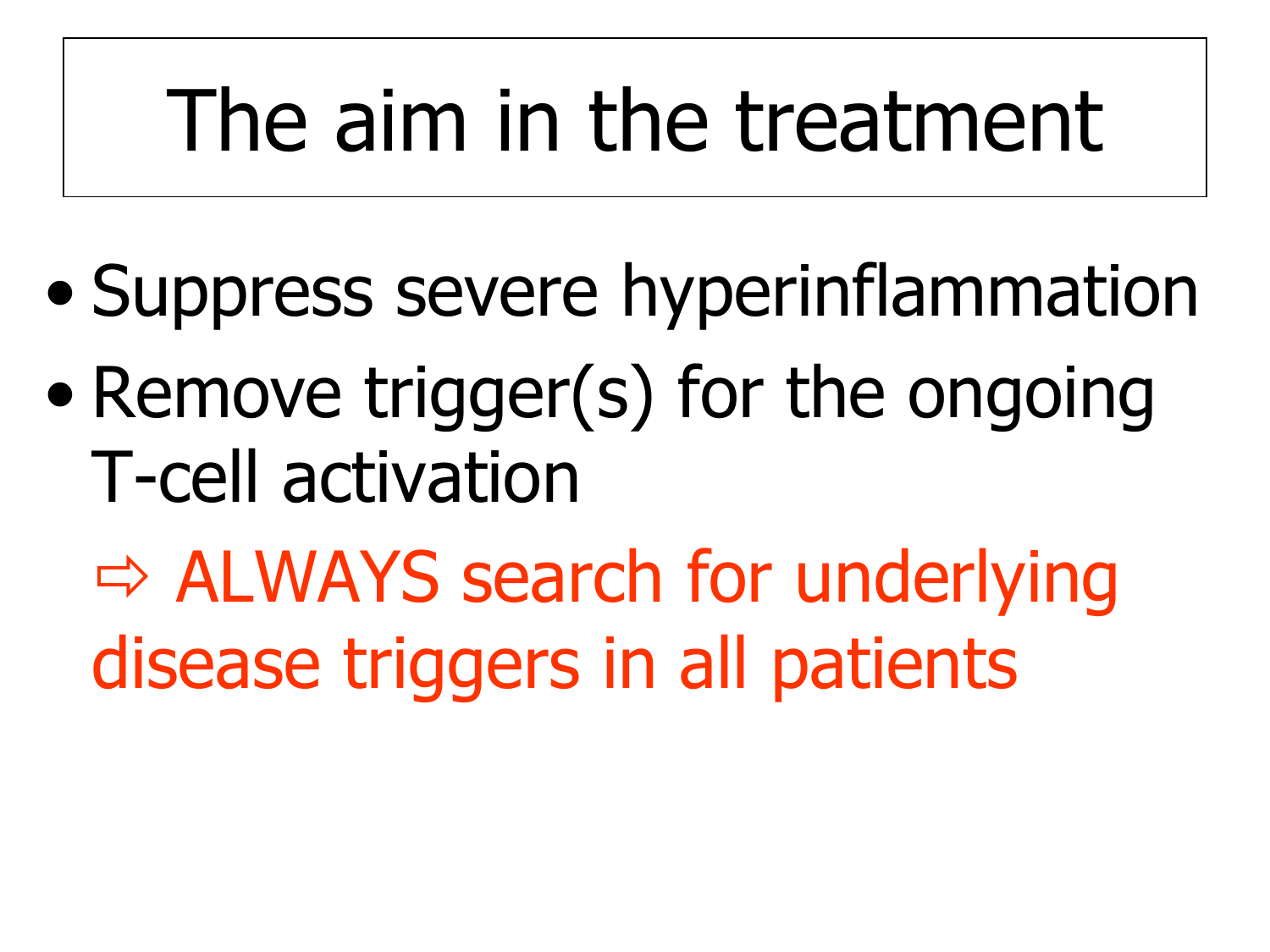# The aim in the treatment

- Suppress severe hyperinflammation
- Remove trigger(s) for the ongoing T-cell activation

  ⇨ ALWAYS search for underlying disease triggers in all patients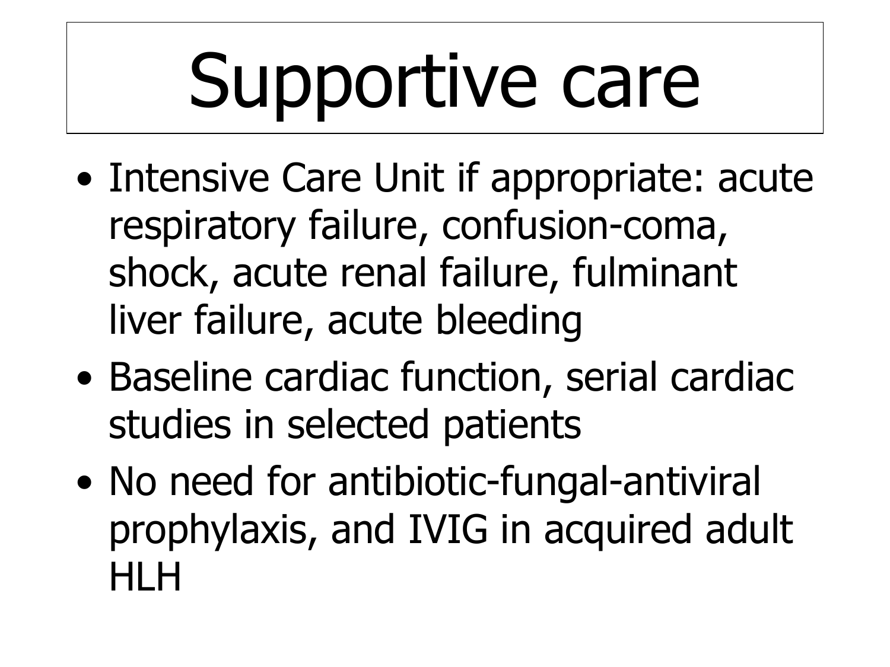# Supportive care

- Intensive Care Unit if appropriate: acute respiratory failure, confusion-coma, shock, acute renal failure, fulminant liver failure, acute bleeding
- Baseline cardiac function, serial cardiac studies in selected patients
- No need for antibiotic-fungal-antiviral prophylaxis, and IVIG in acquired adult HLH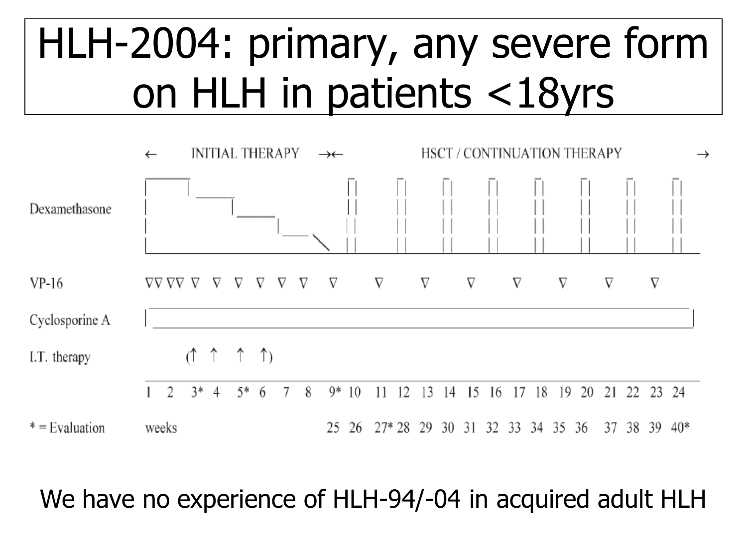# HLH-2004: primary, any severe form on HLH in patients <18yrs

← INITIAL THERAPY →← HSCT / CONTINUATION THERAPY →

Dexamethasone

VP-16 ▽▽ ▽▽ ▽ ▽ ▽ ▽ ▽ ▽ ▽ ▽ ▽ ▽ ▽ ▽ ▽ ▽ ▽

Cyclosporine A

I.T. therapy (↑ ↑ ↑ ↑)

1 2 3* 4 5* 6 7 8 9* 10 11 12 13 14 15 16 17 18 19 20 21 22 23 24

\* = Evaluation weeks 25 26 27* 28 29 30 31 32 33 34 35 36 37 38 39 40*

We have no experience of HLH-94/-04 in acquired adult HLH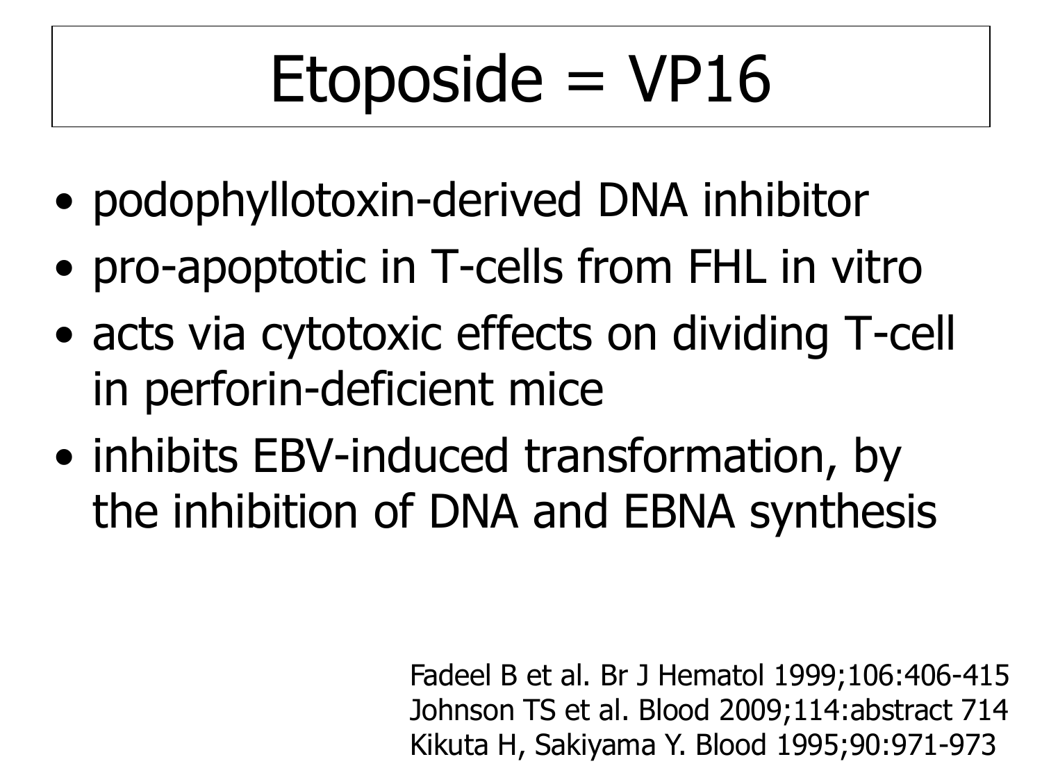# Etoposide = VP16

- podophyllotoxin-derived DNA inhibitor
- pro-apoptotic in T-cells from FHL in vitro
- acts via cytotoxic effects on dividing T-cell in perforin-deficient mice
- inhibits EBV-induced transformation, by the inhibition of DNA and EBNA synthesis

Fadeel B et al. Br J Hematol 1999;106:406-415
Johnson TS et al. Blood 2009;114:abstract 714
Kikuta H, Sakiyama Y. Blood 1995;90:971-973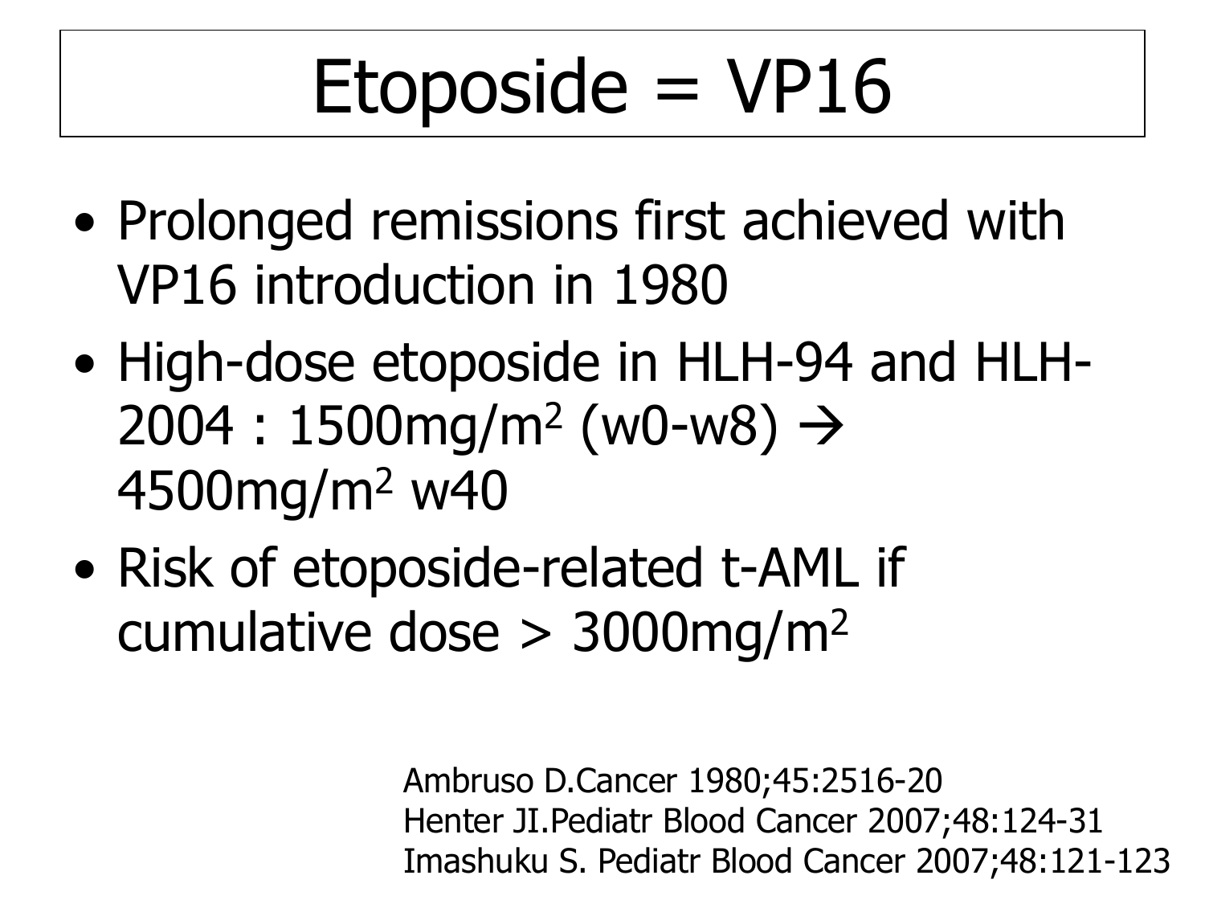# Etoposide = VP16

- Prolonged remissions first achieved with VP16 introduction in 1980
- High-dose etoposide in HLH-94 and HLH-2004 : 1500mg/$m^2$ (w0-w8) → 4500mg/$m^2$ w40
- Risk of etoposide-related t-AML if cumulative dose > 3000mg/$m^2$

Ambruso D.Cancer 1980;45:2516-20
Henter JI.Pediatr Blood Cancer 2007;48:124-31
Imashuku S. Pediatr Blood Cancer 2007;48:121-123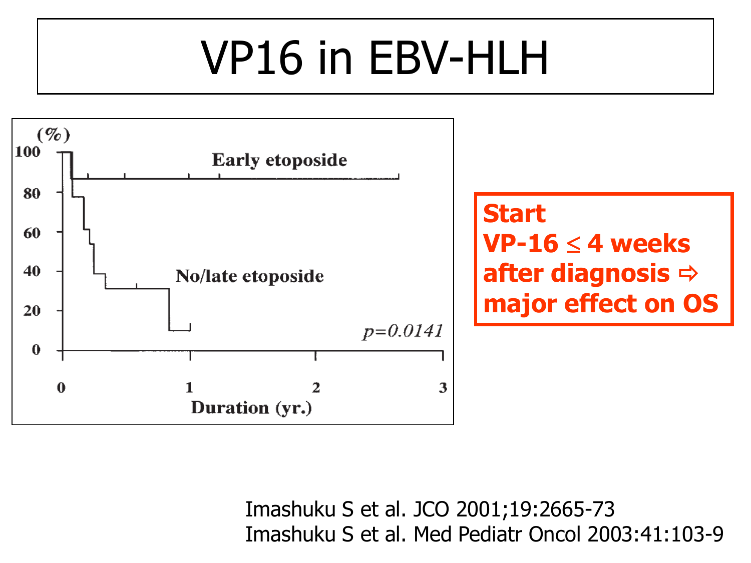# VP16 in EBV-HLH

(%)

100, 80, 60, 40, 20, 0

Early etoposide

No/late etoposide

$p=0.0141$

0, 1, 2, 3

Duration (yr.)

**Start VP-16 ≤ 4 weeks after diagnosis ⇨ major effect on OS**

Imashuku S et al. JCO 2001;19:2665-73

Imashuku S et al. Med Pediatr Oncol 2003:41:103-9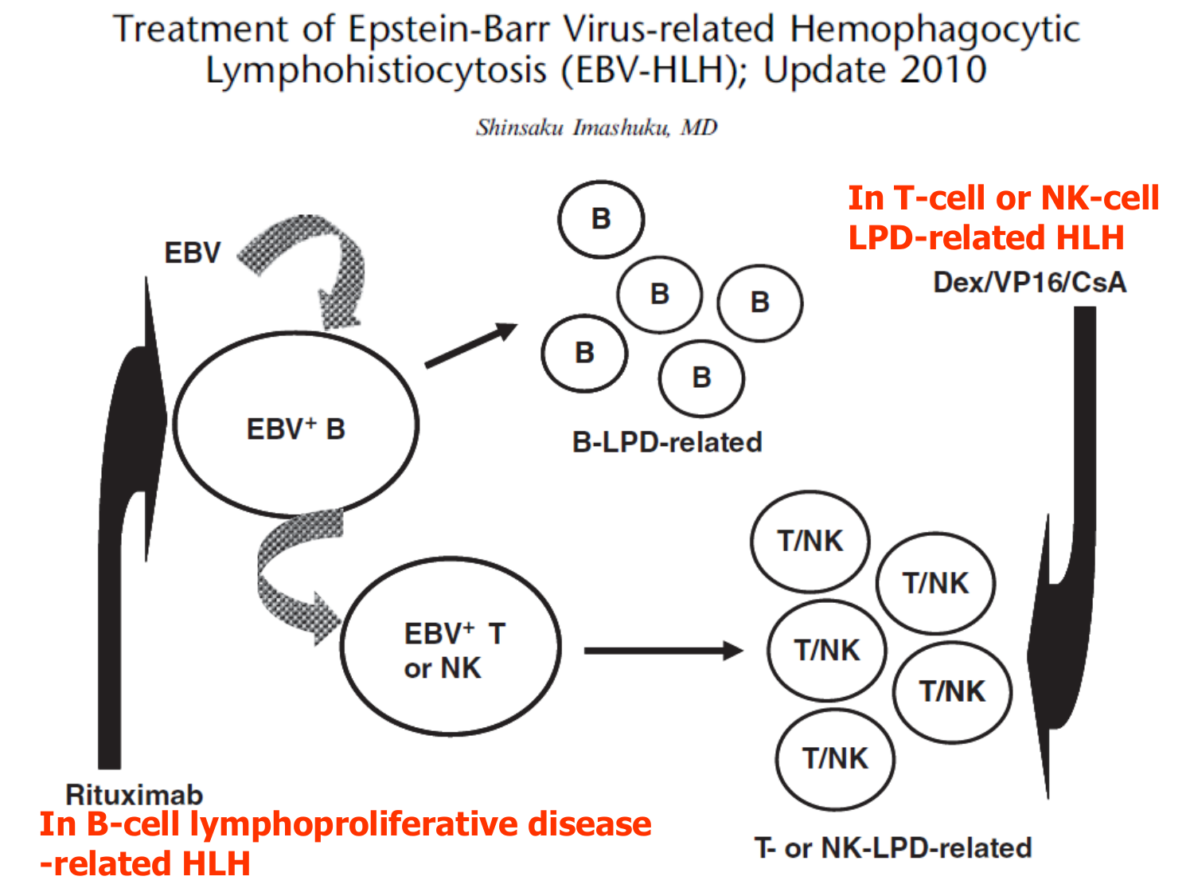# Treatment of Epstein-Barr Virus-related Hemophagocytic Lymphohistiocytosis (EBV-HLH); Update 2010

*Shinsaku Imashuku, MD*

EBV

EBV$^+$ B

B-LPD-related

EBV$^+$ T or NK

T- or NK-LPD-related

Rituximab

**In B-cell lymphoproliferative disease -related HLH**

**In T-cell or NK-cell LPD-related HLH**

Dex/VP16/CsA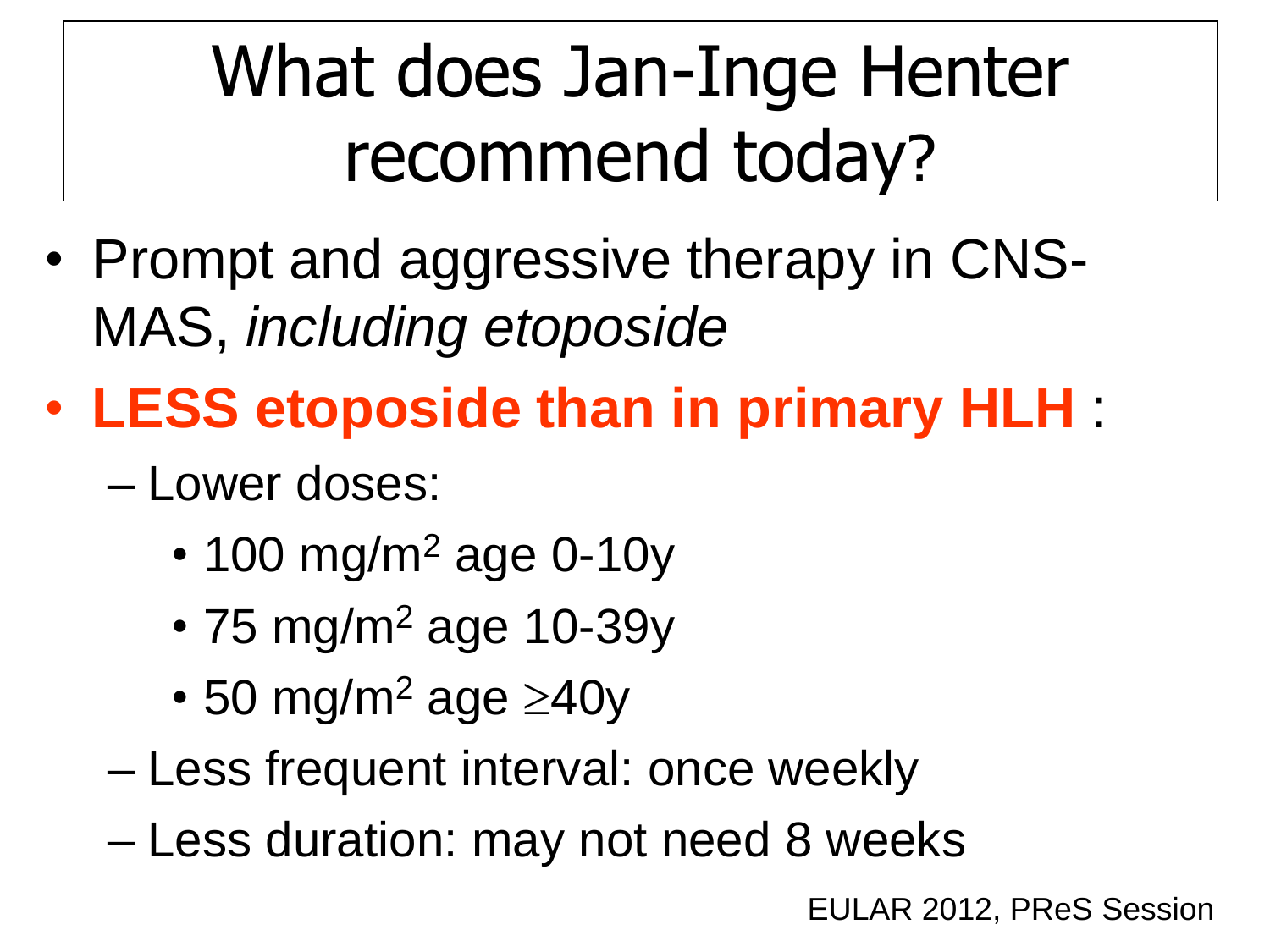# What does Jan-Inge Henter recommend today?

- Prompt and aggressive therapy in CNS-MAS, *including etoposide*
- **LESS etoposide than in primary HLH** :
  - Lower doses:
    - 100 mg/$m^2$ age 0-10y
    - 75 mg/$m^2$ age 10-39y
    - 50 mg/$m^2$ age $\geq$40y
  - Less frequent interval: once weekly
  - Less duration: may not need 8 weeks

EULAR 2012, PReS Session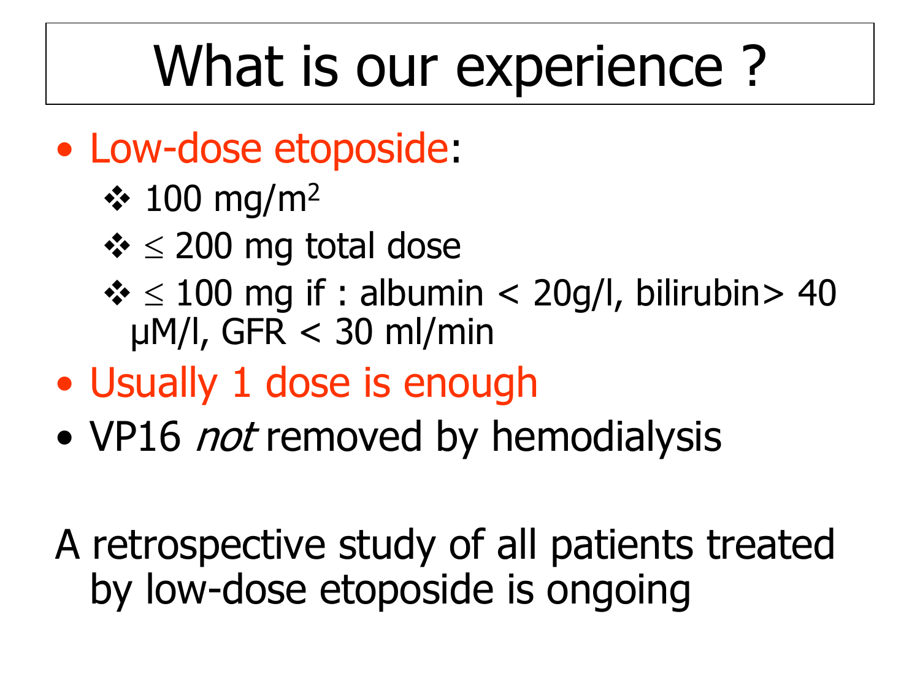# What is our experience ?

- Low-dose etoposide:
  - 100 mg/$m^2$
  - ≤ 200 mg total dose
  - ≤ 100 mg if : albumin < 20g/l, bilirubin> 40 µM/l, GFR < 30 ml/min
- Usually 1 dose is enough
- VP16 *not* removed by hemodialysis

A retrospective study of all patients treated by low-dose etoposide is ongoing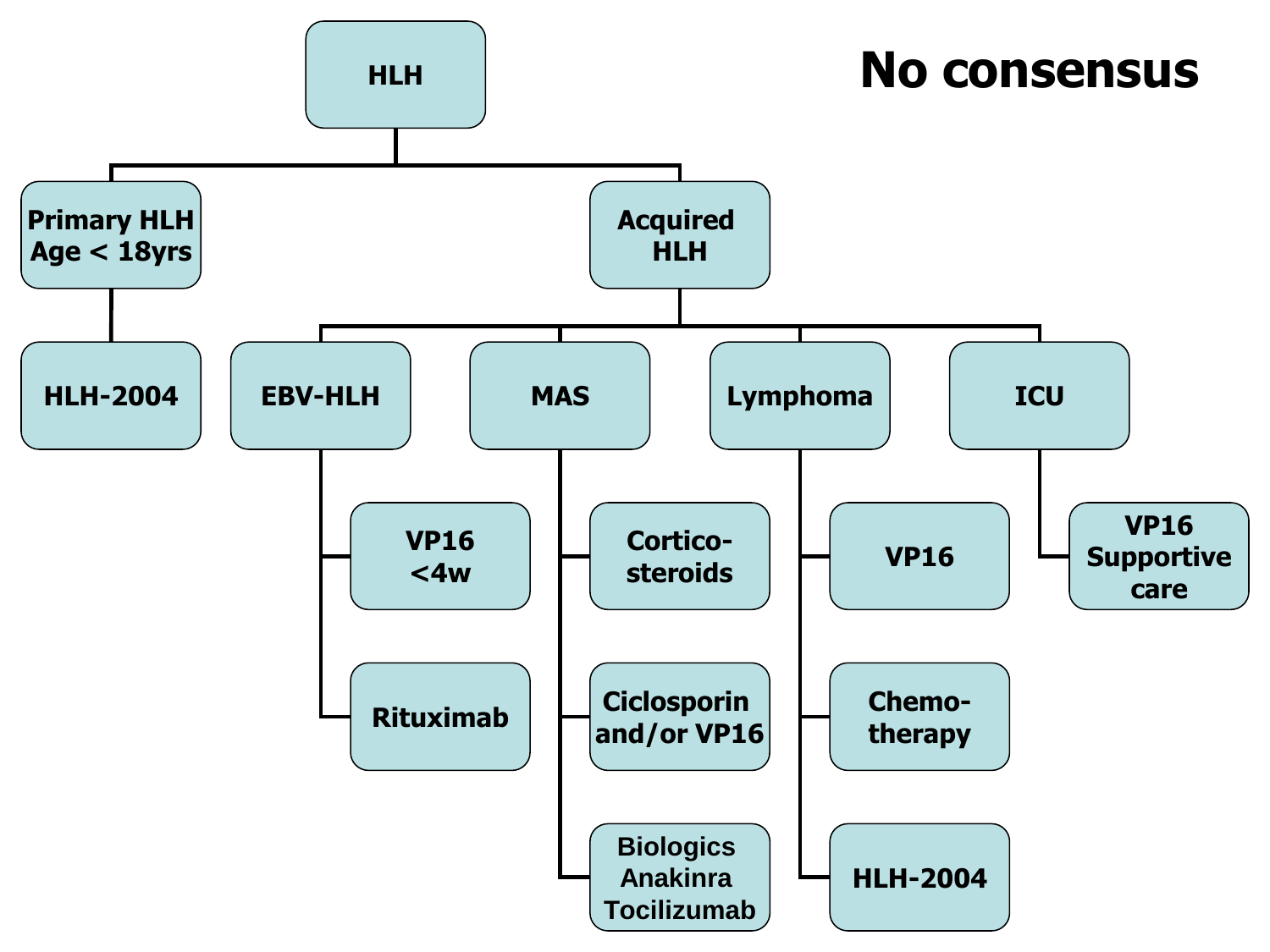# No consensus

- **HLH**
  - **Primary HLH Age < 18yrs**
    - HLH-2004
  - **Acquired HLH**
    - **EBV-HLH**
      - VP16 <4w
      - Rituximab
    - **MAS**
      - Cortico-steroids
      - Ciclosporin and/or VP16
      - Biologics Anakinra Tocilizumab
    - **Lymphoma**
      - VP16
      - Chemo-therapy
      - HLH-2004
    - **ICU**
      - VP16 Supportive care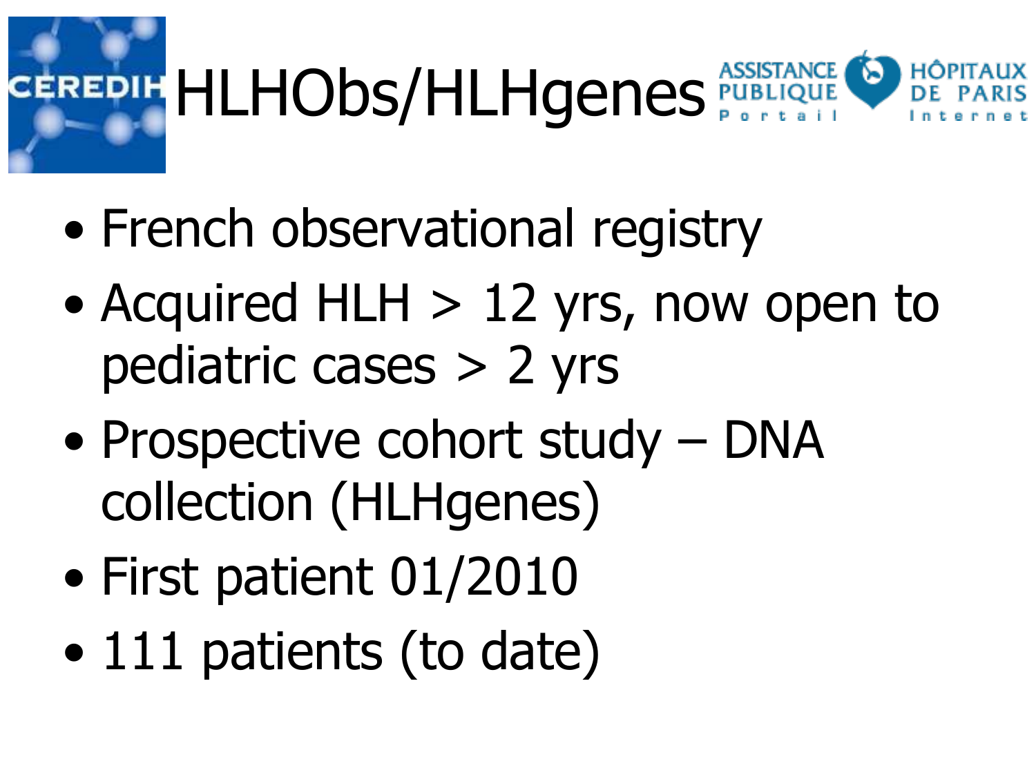# HLHObs/HLHgenes

- French observational registry
- Acquired HLH > 12 yrs, now open to pediatric cases > 2 yrs
- Prospective cohort study – DNA collection (HLHgenes)
- First patient 01/2010
- 111 patients (to date)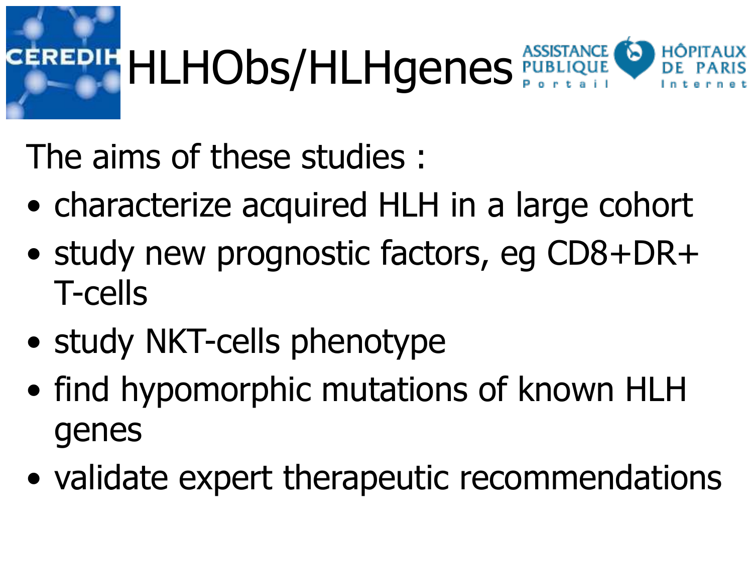# HLHObs/HLHgenes

The aims of these studies :

- characterize acquired HLH in a large cohort
- study new prognostic factors, eg CD8+DR+ T-cells
- study NKT-cells phenotype
- find hypomorphic mutations of known HLH genes
- validate expert therapeutic recommendations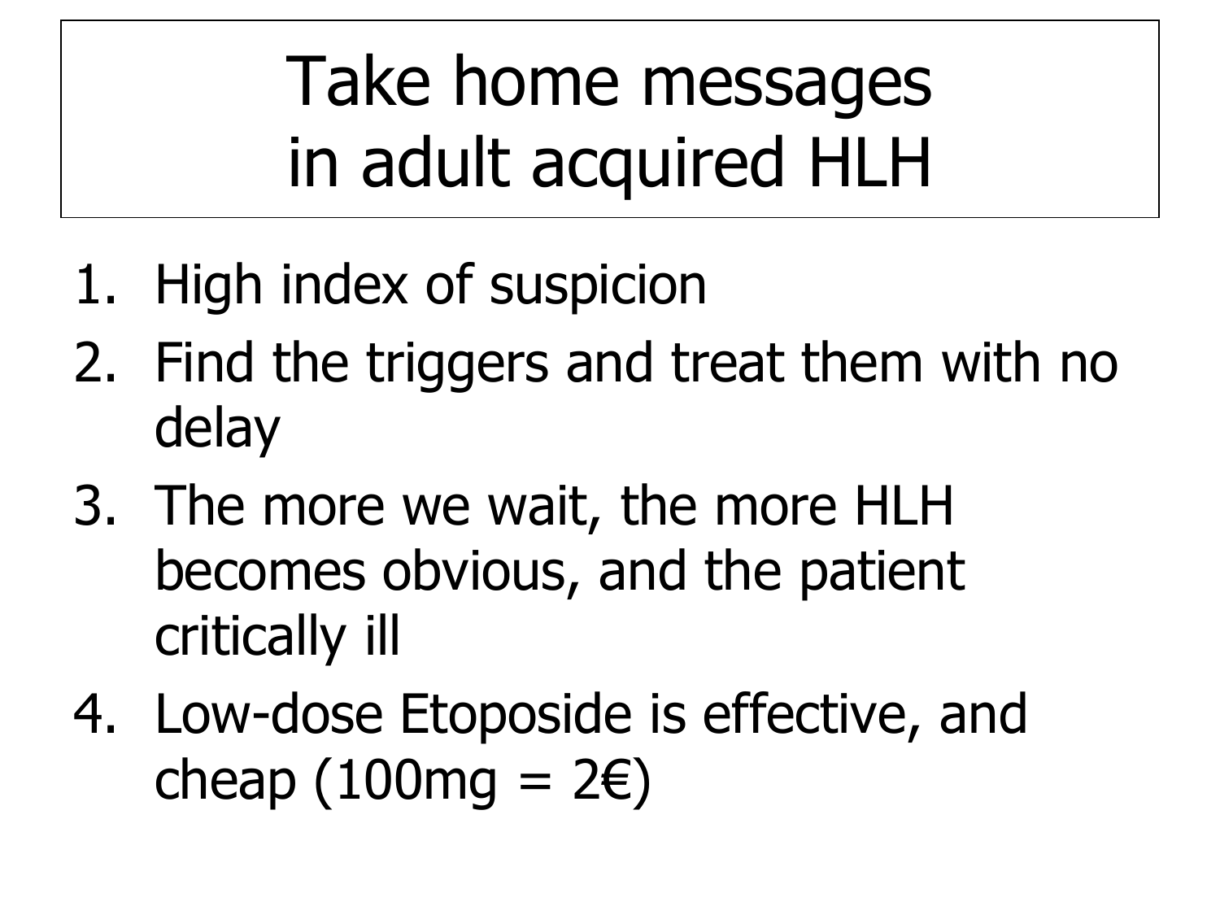# Take home messages in adult acquired HLH

1. High index of suspicion
2. Find the triggers and treat them with no delay
3. The more we wait, the more HLH becomes obvious, and the patient critically ill
4. Low-dose Etoposide is effective, and cheap (100mg = 2€)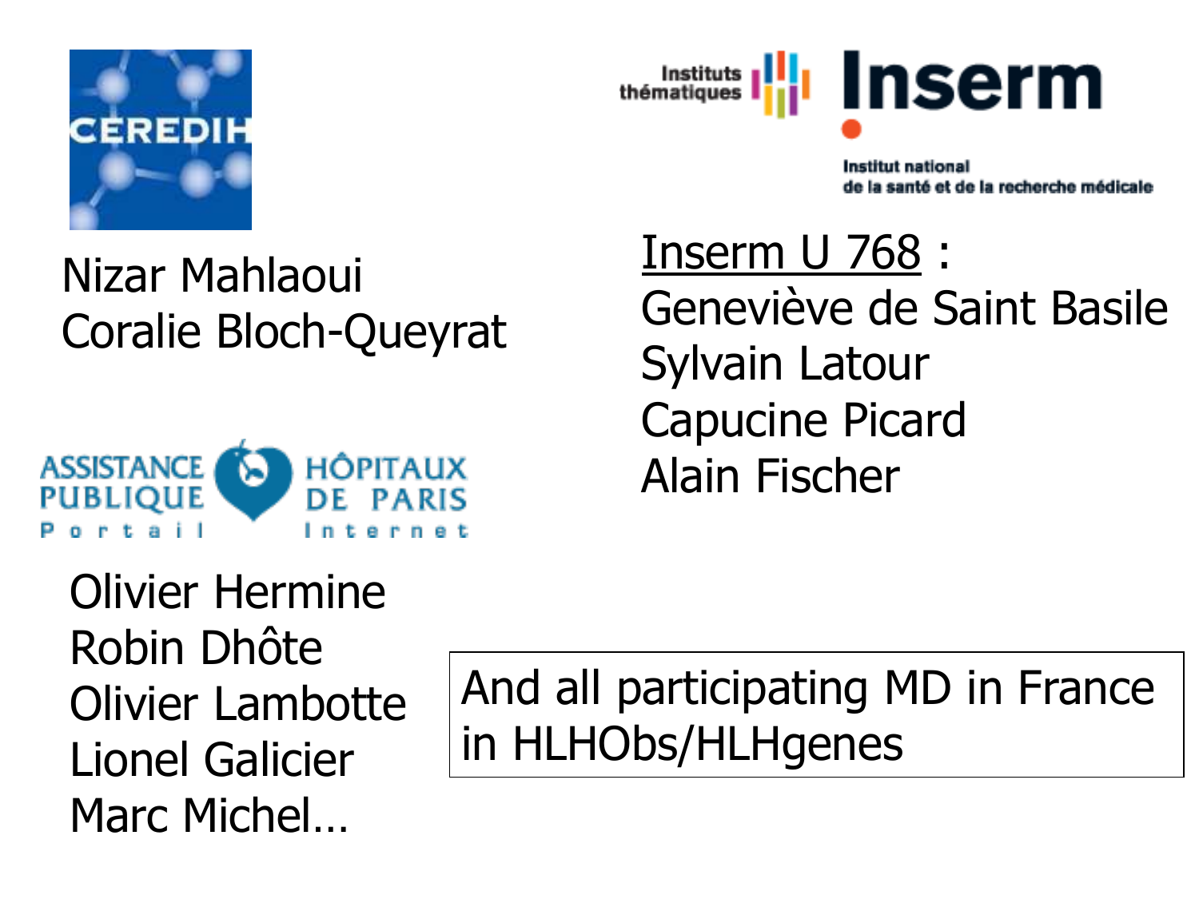CEREDIH

Nizar Mahlaoui
Coralie Bloch-Queyrat

Institut national de la santé et de la recherche médicale

Inserm U 768 :
Geneviève de Saint Basile
Sylvain Latour
Capucine Picard
Alain Fischer

Olivier Hermine
Robin Dhôte
Olivier Lambotte
Lionel Galicier
Marc Michel…

And all participating MD in France in HLHObs/HLHgenes